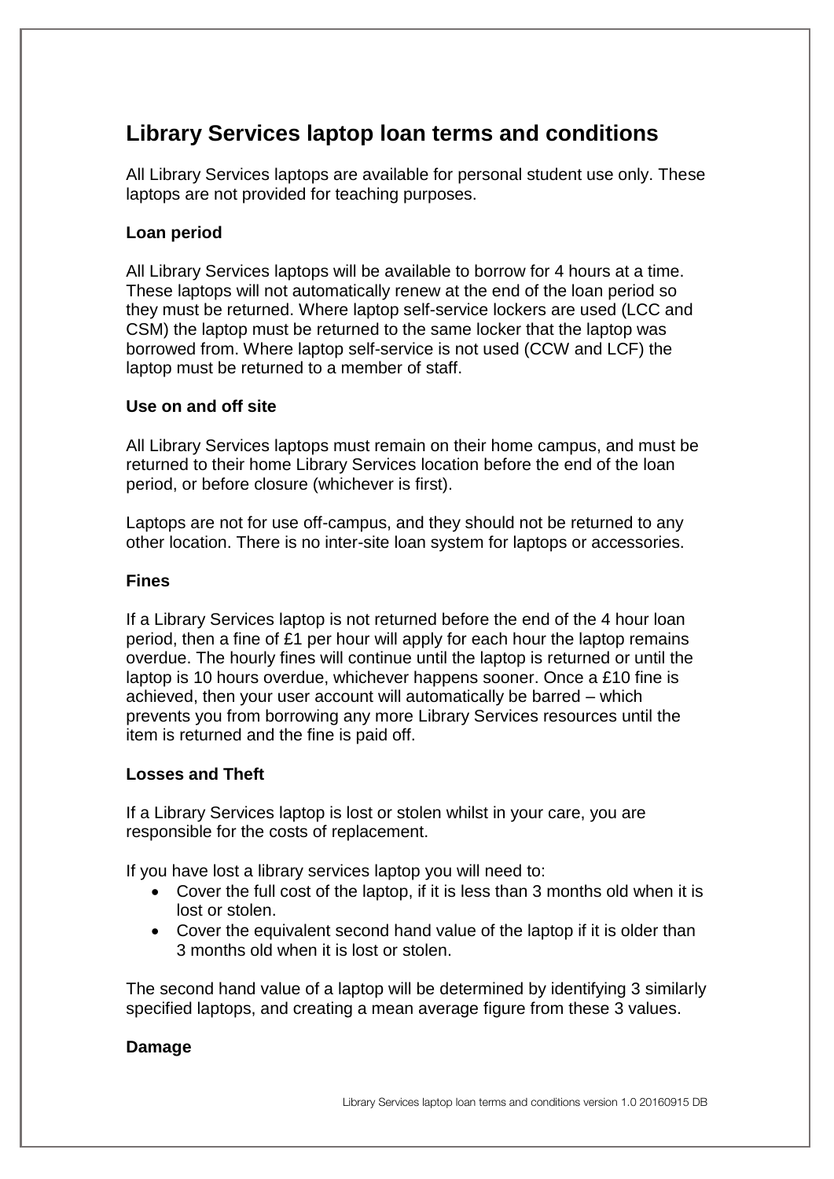# Library Services laptop loan terms and conditions

All Library Services laptops are available for personal student use only. These laptops are not provided for teaching purposes.

### Loan period

All Library Services laptops will be available to borrow for 4 hours at a time. These laptops will not automatically renew at the end of the loan period so they must be returned. Where laptop self-service lockers are used (LCC and CSM) the laptop must be returned to the same locker that the laptop was borrowed from. Where laptop self-service is not used (CCW and LCF) the laptop must be returned to a member of staff.

### Use on and off site

All Library Services laptops must remain on their home campus, and must be returned to their home Library Services location before the end of the loan period, or before closure (whichever is first).

Laptops are not for use off-campus, and they should not be returned to any other location. There is no inter-site loan system for laptops or accessories.

### Fines

If a Library Services laptop is not returned before the end of the 4 hour loan period, then a fine of £1 per hour will apply for each hour the laptop remains overdue. The hourly fines will continue until the laptop is returned or until the laptop is 10 hours overdue, whichever happens sooner. Once a £10 fine is achieved, then your user account will automatically be barred – which prevents you from borrowing any more Library Services resources until the item is returned and the fine is paid off.

### Losses and Theft

If a Library Services laptop is lost or stolen whilst in your care, you are responsible for the costs of replacement.

If you have lost a library services laptop you will need to:

- Cover the full cost of the laptop, if it is less than 3 months old when it is lost or stolen.
- Cover the equivalent second hand value of the laptop if it is older than 3 months old when it is lost or stolen.

The second hand value of a laptop will be determined by identifying 3 similarly specified laptops, and creating a mean average figure from these 3 values.

### Damage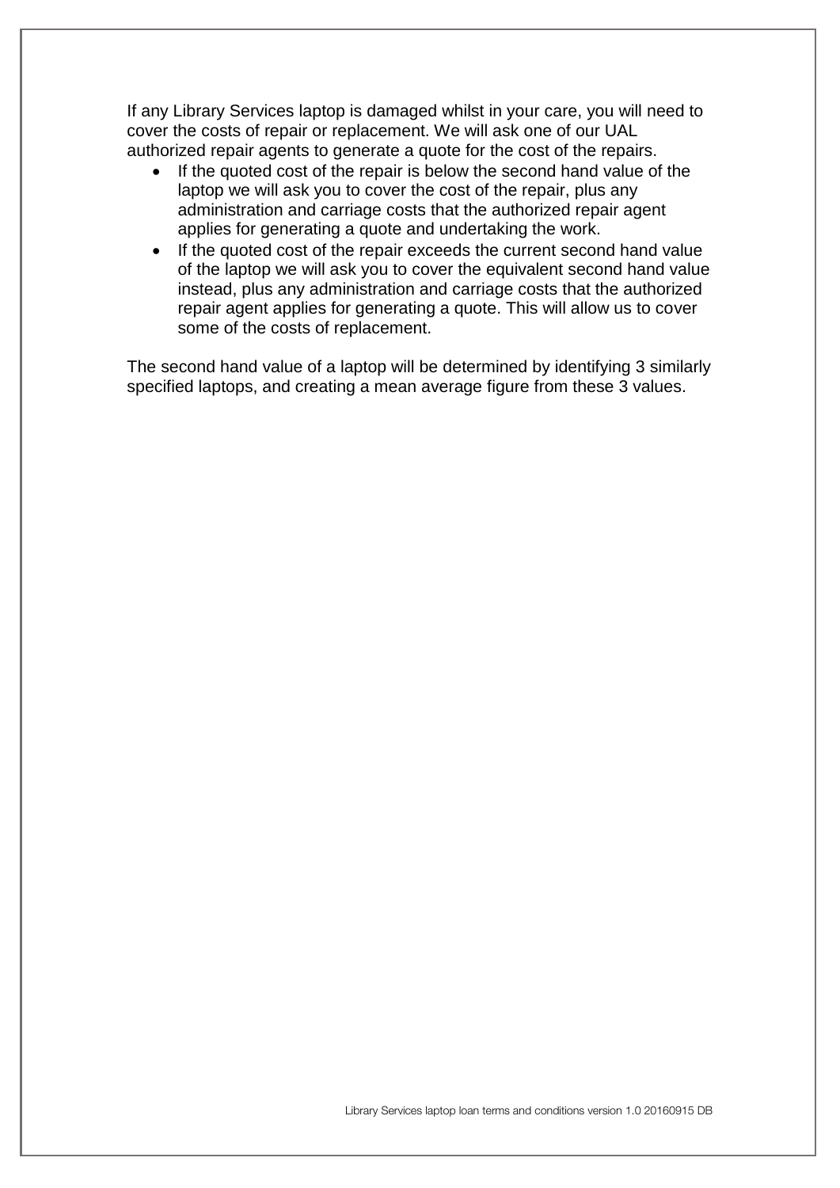If any Library Services laptop is damaged whilst in your care, you will need to cover the costs of repair or replacement. We will ask one of our UAL authorized repair agents to generate a quote for the cost of the repairs.

- If the quoted cost of the repair is below the second hand value of the laptop we will ask you to cover the cost of the repair, plus any administration and carriage costs that the authorized repair agent applies for generating a quote and undertaking the work.
- If the quoted cost of the repair exceeds the current second hand value of the laptop we will ask you to cover the equivalent second hand value instead, plus any administration and carriage costs that the authorized repair agent applies for generating a quote. This will allow us to cover some of the costs of replacement.

The second hand value of a laptop will be determined by identifying 3 similarly specified laptops, and creating a mean average figure from these 3 values.